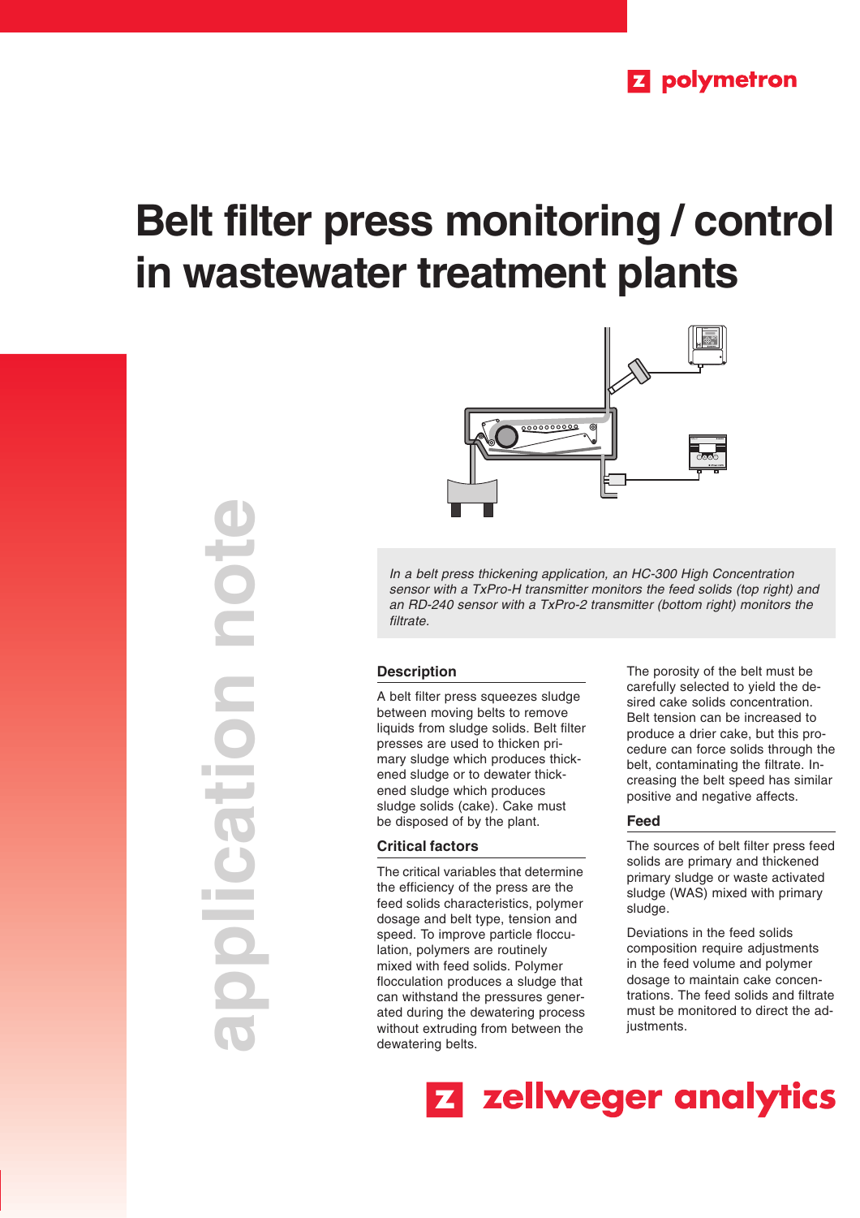polymetron

# Belt filter press monitoring / control in wastewater treatment plants

application note

*In a belt press thickening application, an HC-300 High Concentration sensor with a TxPro-H transmitter monitors the feed solids (top right) and an RD-240 sensor with a TxPro-2 transmitter (bottom right) monitors the filtrate.*

## Description

A belt filter press squeezes sludge between moving belts to remove liquids from sludge solids. Belt filter presses are used to thicken primary sludge which produces thickened sludge or to dewater thickened sludge which produces sludge solids (cake). Cake must be disposed of by the plant.

## Critical factors

The critical variables that determine the efficiency of the press are the feed solids characteristics, polymer dosage and belt type, tension and speed. To improve particle flocculation, polymers are routinely mixed with feed solids. Polymer flocculation produces a sludge that can withstand the pressures generated during the dewatering process without extruding from between the dewatering belts.

The porosity of the belt must be carefully selected to yield the desired cake solids concentration. Belt tension can be increased to produce a drier cake, but this procedure can force solids through the belt, contaminating the filtrate. Increasing the belt speed has similar positive and negative affects.

## Feed

The sources of belt filter press feed solids are primary and thickened primary sludge or waste activated sludge (WAS) mixed with primary sludge.

Deviations in the feed solids composition require adjustments in the feed volume and polymer dosage to maintain cake concentrations. The feed solids and filtrate must be monitored to direct the adjustments.

zellweger analytics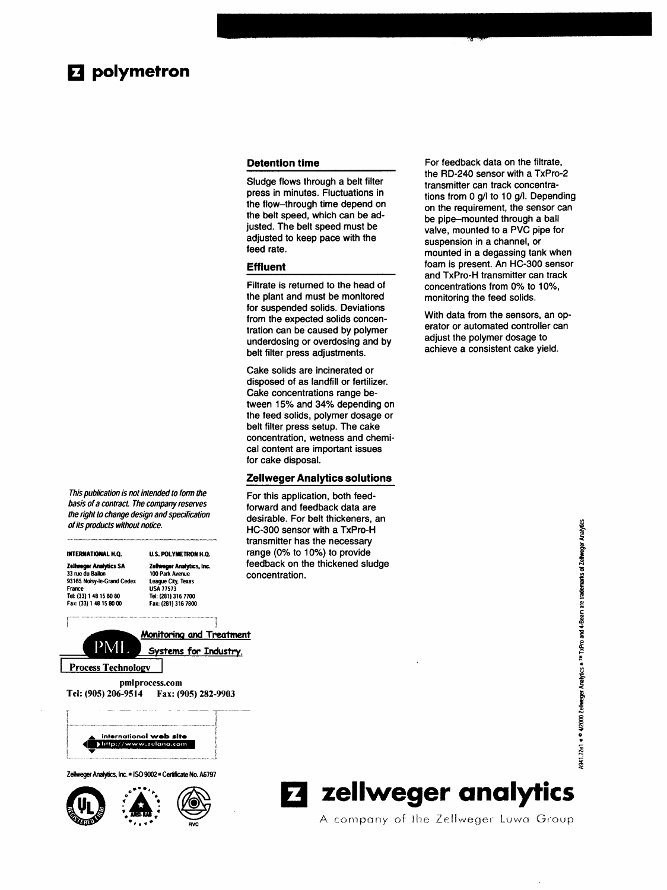polymetron

### Detention time

Sludge flows through a belt filter press in minutes. Fluctuations in the flow–through time depend on the belt speed, which can be adjusted. The belt speed must be adjusted to keep pace with the feed rate.

### Effluent

Filtrate is returned to the head of the plant and must be monitored for suspended solids. Deviations from the expected solids concentration can be caused by polymer underdosing or overdosing and by belt filter press adjustments.

Cake solids are incinerated or disposed of as landfill or fertilizer. Cake concentrations range between 15% and 34% depending on the feed solids, polymer dosage or belt filter press setup. The cake concentration, wetness and chemical content are important issues for cake disposal.

### Zellweger Analytics solutions

For this application, both feed-forward and feedback data are desirable. For belt thickeners, an HC-300 sensor with a TxPro-H transmitter has the necessary range (0% to 10%) to provide feedback on the thickened sludge concentration.

For feedback data on the filtrate, the RD-240 sensor with a TxPro-2 transmitter can track concentrations from 0 g/l to 10 g/l. Depending on the requirement, the sensor can be pipe–mounted through a ball valve, mounted to a PVC pipe for suspension in a channel, or mounted in a degassing tank when foam is present. An HC-300 sensor and TxPro-H transmitter can track concentrations from 0% to 10%, monitoring the feed solids.

With data from the sensors, an operator or automated controller can adjust the polymer dosage to achieve a consistent cake yield.

*This publication is not intended to form the basis of a contract. The company reserves the right to change design and specification of its products without notice.*

**INTERNATIONAL H.Q.**
**Zellweger Analytics SA**
33 rue du Ballon
93165 Noisy-le-Grand Cedex
France
Tel: (33) 1 48 15 80 80
Fax: (33) 1 48 15 80 00

**U.S. POLYMETRON H.Q.**
**Zellweger Analytics, Inc.**
100 Park Avenue
League City, Texas
USA 77573
Tel: (281) 316 7700
Fax: (281) 316 7800

PML Monitoring and Treatment Systems for Industry.
Process Technology
pmlprocess.com
Tel: (905) 206-9514 Fax: (905) 282-9903

international web site
http://www.zelana.com

Zellweger Analytics, Inc. ▪ ISO 9002 ▪ Certificate No. A6797

A941.72e1 ▪ © 4/2000 Zellweger Analytics ▪ ™ TxPro and 4-Beam are trademarks of Zellweger Analytics

zellweger analytics
A company of the Zellweger Luwa Group